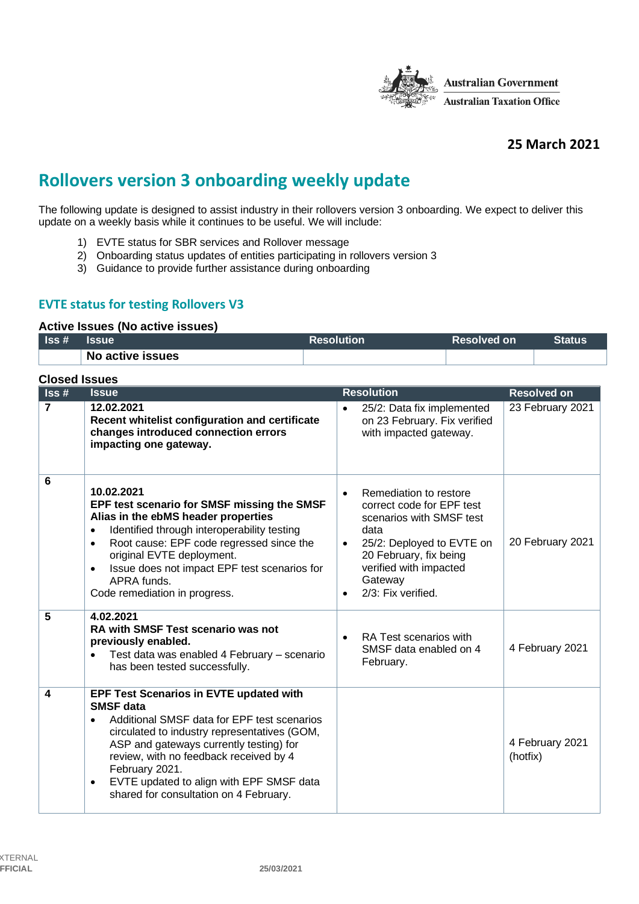Australian Government
Australian Taxation Office

**25 March 2021**

# Rollovers version 3 onboarding weekly update

The following update is designed to assist industry in their rollovers version 3 onboarding. We expect to deliver this update on a weekly basis while it continues to be useful. We will include:

1) EVTE status for SBR services and Rollover message
2) Onboarding status updates of entities participating in rollovers version 3
3) Guidance to provide further assistance during onboarding

## EVTE status for testing Rollovers V3

### Active Issues (No active issues)

| Iss # | Issue | Resolution | Resolved on | Status |
|---|---|---|---|---|
| | **No active issues** | | | |

### Closed Issues

| Iss # | Issue | Resolution | Resolved on |
|---|---|---|---|
| **7** | **12.02.2021**<br>**Recent whitelist configuration and certificate changes introduced connection errors impacting one gateway.** | • 25/2: Data fix implemented on 23 February. Fix verified with impacted gateway. | 23 February 2021 |
| **6** | **10.02.2021**<br>**EPF test scenario for SMSF missing the SMSF Alias in the ebMS header properties**<br>• Identified through interoperability testing<br>• Root cause: EPF code regressed since the original EVTE deployment.<br>• Issue does not impact EPF test scenarios for APRA funds.<br>Code remediation in progress. | • Remediation to restore correct code for EPF test scenarios with SMSF test data<br>• 25/2: Deployed to EVTE on 20 February, fix being verified with impacted Gateway<br>• 2/3: Fix verified. | 20 February 2021 |
| **5** | **4.02.2021**<br>**RA with SMSF Test scenario was not previously enabled.**<br>• Test data was enabled 4 February – scenario has been tested successfully. | • RA Test scenarios with SMSF data enabled on 4 February. | 4 February 2021 |
| **4** | **EPF Test Scenarios in EVTE updated with SMSF data**<br>• Additional SMSF data for EPF test scenarios circulated to industry representatives (GOM, ASP and gateways currently testing) for review, with no feedback received by 4 February 2021.<br>• EVTE updated to align with EPF SMSF data shared for consultation on 4 February. | | 4 February 2021 (hotfix) |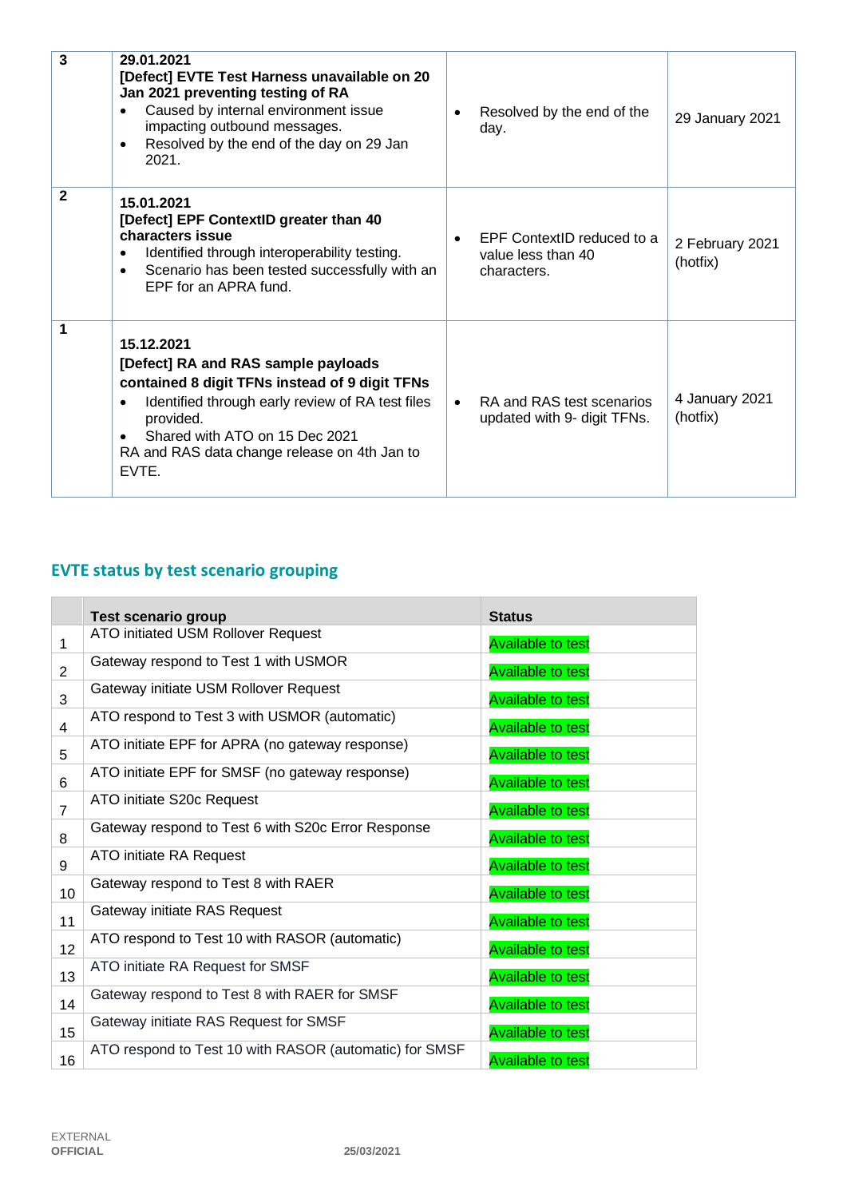| 3 | **29.01.2021**<br>**[Defect] EVTE Test Harness unavailable on 20 Jan 2021 preventing testing of RA**<br>• Caused by internal environment issue impacting outbound messages.<br>• Resolved by the end of the day on 29 Jan 2021. | • Resolved by the end of the day. | 29 January 2021 |
|---|---|---|---|
| 2 | **15.01.2021**<br>**[Defect] EPF ContextID greater than 40 characters issue**<br>• Identified through interoperability testing.<br>• Scenario has been tested successfully with an EPF for an APRA fund. | • EPF ContextID reduced to a value less than 40 characters. | 2 February 2021 (hotfix) |
| 1 | **15.12.2021**<br>**[Defect] RA and RAS sample payloads contained 8 digit TFNs instead of 9 digit TFNs**<br>• Identified through early review of RA test files provided.<br>• Shared with ATO on 15 Dec 2021<br>RA and RAS data change release on 4th Jan to EVTE. | • RA and RAS test scenarios updated with 9- digit TFNs. | 4 January 2021 (hotfix) |

## EVTE status by test scenario grouping

| | Test scenario group | Status |
|---|---|---|
| 1 | ATO initiated USM Rollover Request | Available to test |
| 2 | Gateway respond to Test 1 with USMOR | Available to test |
| 3 | Gateway initiate USM Rollover Request | Available to test |
| 4 | ATO respond to Test 3 with USMOR (automatic) | Available to test |
| 5 | ATO initiate EPF for APRA (no gateway response) | Available to test |
| 6 | ATO initiate EPF for SMSF (no gateway response) | Available to test |
| 7 | ATO initiate S20c Request | Available to test |
| 8 | Gateway respond to Test 6 with S20c Error Response | Available to test |
| 9 | ATO initiate RA Request | Available to test |
| 10 | Gateway respond to Test 8 with RAER | Available to test |
| 11 | Gateway initiate RAS Request | Available to test |
| 12 | ATO respond to Test 10 with RASOR (automatic) | Available to test |
| 13 | ATO initiate RA Request for SMSF | Available to test |
| 14 | Gateway respond to Test 8 with RAER for SMSF | Available to test |
| 15 | Gateway initiate RAS Request for SMSF | Available to test |
| 16 | ATO respond to Test 10 with RASOR (automatic) for SMSF | Available to test |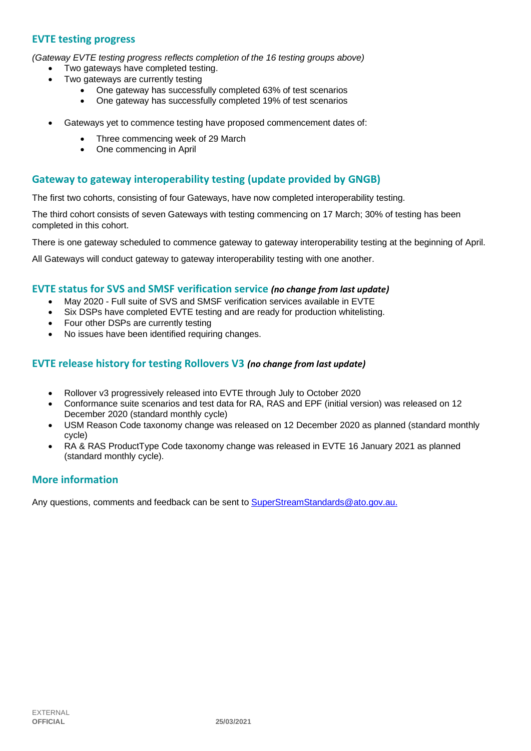## EVTE testing progress

*(Gateway EVTE testing progress reflects completion of the 16 testing groups above)*

- Two gateways have completed testing.
- Two gateways are currently testing
  - One gateway has successfully completed 63% of test scenarios
  - One gateway has successfully completed 19% of test scenarios
- Gateways yet to commence testing have proposed commencement dates of:
  - Three commencing week of 29 March
  - One commencing in April

## Gateway to gateway interoperability testing (update provided by GNGB)

The first two cohorts, consisting of four Gateways, have now completed interoperability testing.

The third cohort consists of seven Gateways with testing commencing on 17 March; 30% of testing has been completed in this cohort.

There is one gateway scheduled to commence gateway to gateway interoperability testing at the beginning of April.

All Gateways will conduct gateway to gateway interoperability testing with one another.

## EVTE status for SVS and SMSF verification service ***(no change from last update)***

- May 2020 - Full suite of SVS and SMSF verification services available in EVTE
- Six DSPs have completed EVTE testing and are ready for production whitelisting.
- Four other DSPs are currently testing
- No issues have been identified requiring changes.

## EVTE release history for testing Rollovers V3 ***(no change from last update)***

- Rollover v3 progressively released into EVTE through July to October 2020
- Conformance suite scenarios and test data for RA, RAS and EPF (initial version) was released on 12 December 2020 (standard monthly cycle)
- USM Reason Code taxonomy change was released on 12 December 2020 as planned (standard monthly cycle)
- RA & RAS ProductType Code taxonomy change was released in EVTE 16 January 2021 as planned (standard monthly cycle).

## More information

Any questions, comments and feedback can be sent to SuperStreamStandards@ato.gov.au.